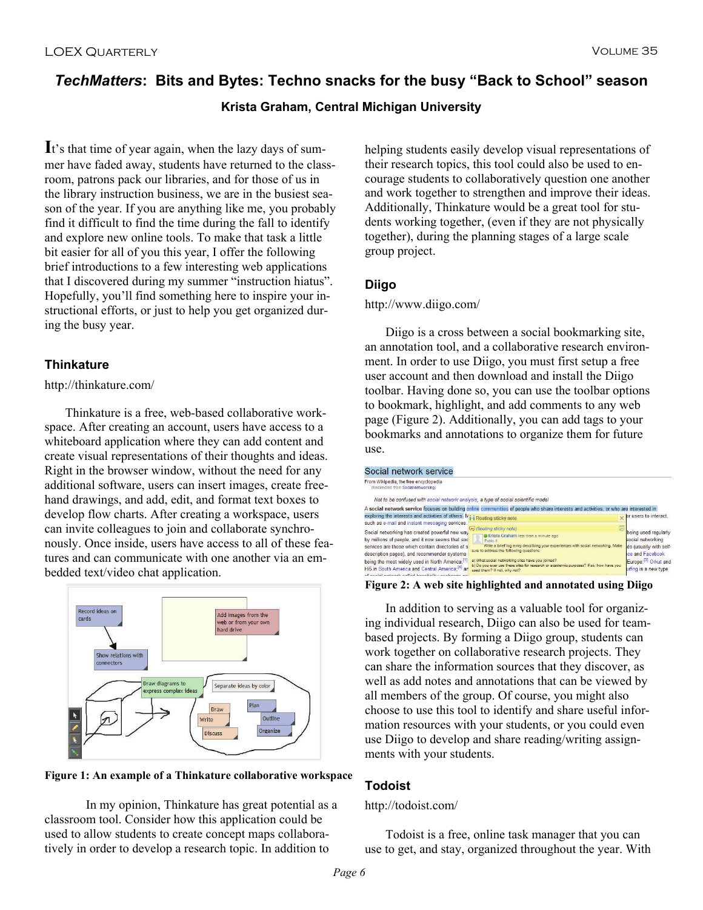# *TechMatters*: Bits and Bytes: Techno snacks for the busy "Back to School" season

**Krista Graham, Central Michigan University**

It's that time of year again, when the lazy days of summer have faded away, students have returned to the classroom, patrons pack our libraries, and for those of us in the library instruction business, we are in the busiest season of the year. If you are anything like me, you probably find it difficult to find the time during the fall to identify and explore new online tools. To make that task a little bit easier for all of you this year, I offer the following brief introductions to a few interesting web applications that I discovered during my summer "instruction hiatus". Hopefully, you'll find something here to inspire your instructional efforts, or just to help you get organized during the busy year.

## Thinkature

http://thinkature.com/

Thinkature is a free, web-based collaborative workspace. After creating an account, users have access to a whiteboard application where they can add content and create visual representations of their thoughts and ideas. Right in the browser window, without the need for any additional software, users can insert images, create freehand drawings, and add, edit, and format text boxes to develop flow charts. After creating a workspace, users can invite colleagues to join and collaborate synchronously. Once inside, users have access to all of these features and can communicate with one another via an embedded text/video chat application.

**Figure 1: An example of a Thinkature collaborative workspace**

In my opinion, Thinkature has great potential as a classroom tool. Consider how this application could be used to allow students to create concept maps collaboratively in order to develop a research topic. In addition to helping students easily develop visual representations of their research topics, this tool could also be used to encourage students to collaboratively question one another and work together to strengthen and improve their ideas. Additionally, Thinkature would be a great tool for students working together, (even if they are not physically together), during the planning stages of a large scale group project.

## Diigo

http://www.diigo.com/

Diigo is a cross between a social bookmarking site, an annotation tool, and a collaborative research environment. In order to use Diigo, you must first setup a free user account and then download and install the Diigo toolbar. Having done so, you can use the toolbar options to bookmark, highlight, and add comments to any web page (Figure 2). Additionally, you can add tags to your bookmarks and annotations to organize them for future use.

**Figure 2: A web site highlighted and annotated using Diigo**

In addition to serving as a valuable tool for organizing individual research, Diigo can also be used for team-based projects. By forming a Diigo group, students can work together on collaborative research projects. They can share the information sources that they discover, as well as add notes and annotations that can be viewed by all members of the group. Of course, you might also choose to use this tool to identify and share useful information resources with your students, or you could even use Diigo to develop and share reading/writing assignments with your students.

## Todoist

http://todoist.com/

Todoist is a free, online task manager that you can use to get, and stay, organized throughout the year. With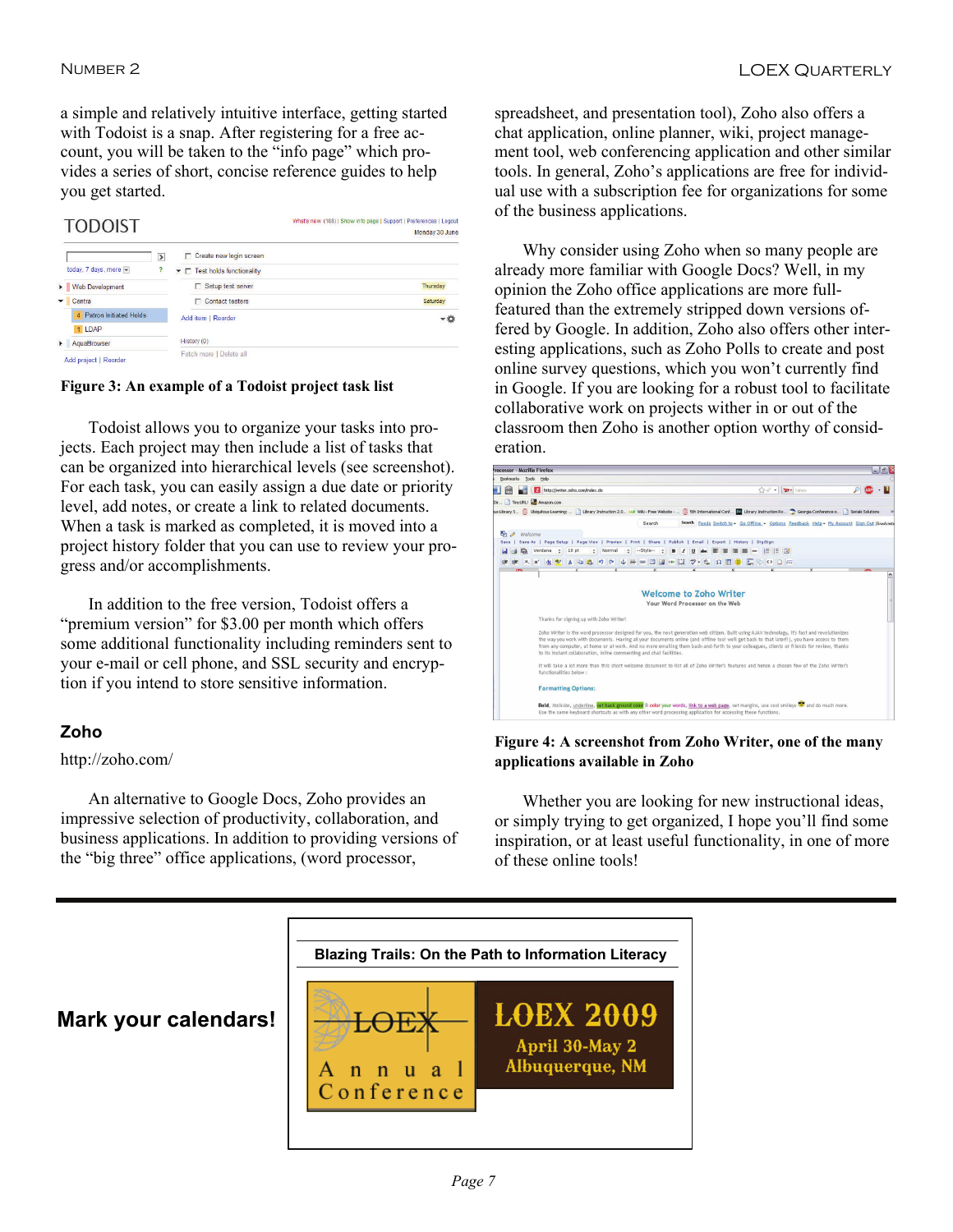a simple and relatively intuitive interface, getting started with Todoist is a snap. After registering for a free account, you will be taken to the "info page" which provides a series of short, concise reference guides to help you get started.

**Figure 3: An example of a Todoist project task list**

Todoist allows you to organize your tasks into projects. Each project may then include a list of tasks that can be organized into hierarchical levels (see screenshot). For each task, you can easily assign a due date or priority level, add notes, or create a link to related documents. When a task is marked as completed, it is moved into a project history folder that you can use to review your progress and/or accomplishments.

In addition to the free version, Todoist offers a "premium version" for $3.00 per month which offers some additional functionality including reminders sent to your e-mail or cell phone, and SSL security and encryption if you intend to store sensitive information.

## Zoho

http://zoho.com/

An alternative to Google Docs, Zoho provides an impressive selection of productivity, collaboration, and business applications. In addition to providing versions of the "big three" office applications, (word processor, spreadsheet, and presentation tool), Zoho also offers a chat application, online planner, wiki, project management tool, web conferencing application and other similar tools. In general, Zoho's applications are free for individual use with a subscription fee for organizations for some of the business applications.

Why consider using Zoho when so many people are already more familiar with Google Docs? Well, in my opinion the Zoho office applications are more full-featured than the extremely stripped down versions offered by Google. In addition, Zoho also offers other interesting applications, such as Zoho Polls to create and post online survey questions, which you won't currently find in Google. If you are looking for a robust tool to facilitate collaborative work on projects wither in or out of the classroom then Zoho is another option worthy of consideration.

**Figure 4: A screenshot from Zoho Writer, one of the many applications available in Zoho**

Whether you are looking for new instructional ideas, or simply trying to get organized, I hope you'll find some inspiration, or at least useful functionality, in one of more of these online tools!

---

**Mark your calendars!**

**Blazing Trails: On the Path to Information Literacy**

LOEX Annual Conference

**LOEX 2009**
**April 30-May 2**
**Albuquerque, NM**